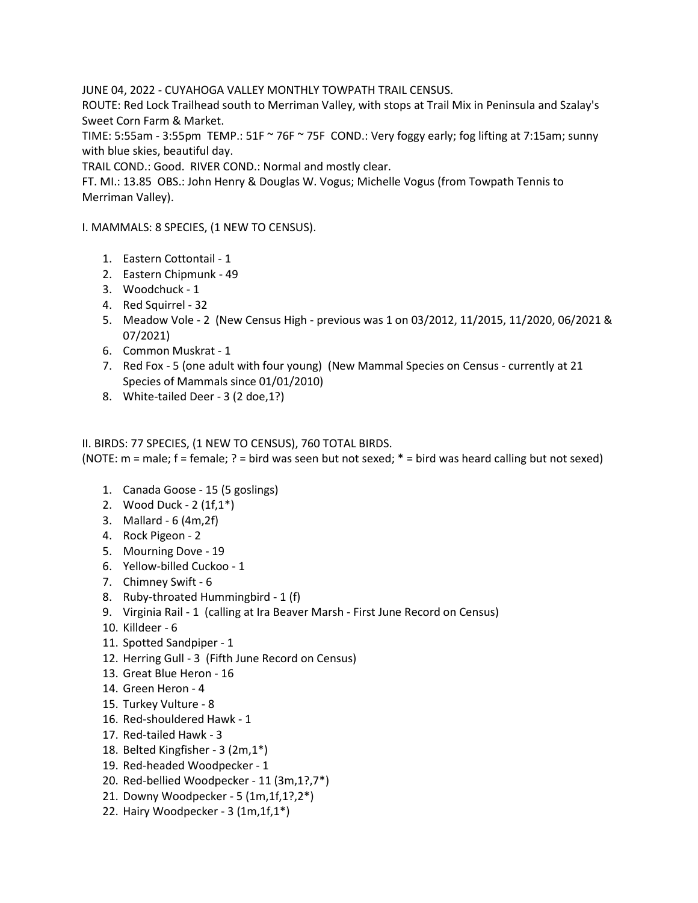JUNE 04, 2022 - CUYAHOGA VALLEY MONTHLY TOWPATH TRAIL CENSUS.
ROUTE: Red Lock Trailhead south to Merriman Valley, with stops at Trail Mix in Peninsula and Szalay's Sweet Corn Farm & Market.
TIME: 5:55am - 3:55pm TEMP.: 51F ~ 76F ~ 75F COND.: Very foggy early; fog lifting at 7:15am; sunny with blue skies, beautiful day.
TRAIL COND.: Good. RIVER COND.: Normal and mostly clear.
FT. MI.: 13.85 OBS.: John Henry & Douglas W. Vogus; Michelle Vogus (from Towpath Tennis to Merriman Valley).

I. MAMMALS: 8 SPECIES, (1 NEW TO CENSUS).

1. Eastern Cottontail - 1
2. Eastern Chipmunk - 49
3. Woodchuck - 1
4. Red Squirrel - 32
5. Meadow Vole - 2 (New Census High - previous was 1 on 03/2012, 11/2015, 11/2020, 06/2021 & 07/2021)
6. Common Muskrat - 1
7. Red Fox - 5 (one adult with four young) (New Mammal Species on Census - currently at 21 Species of Mammals since 01/01/2010)
8. White-tailed Deer - 3 (2 doe,1?)

II. BIRDS: 77 SPECIES, (1 NEW TO CENSUS), 760 TOTAL BIRDS.
(NOTE: m = male; f = female; ? = bird was seen but not sexed; * = bird was heard calling but not sexed)

1. Canada Goose - 15 (5 goslings)
2. Wood Duck - 2 (1f,1*)
3. Mallard - 6 (4m,2f)
4. Rock Pigeon - 2
5. Mourning Dove - 19
6. Yellow-billed Cuckoo - 1
7. Chimney Swift - 6
8. Ruby-throated Hummingbird - 1 (f)
9. Virginia Rail - 1 (calling at Ira Beaver Marsh - First June Record on Census)
10. Killdeer - 6
11. Spotted Sandpiper - 1
12. Herring Gull - 3 (Fifth June Record on Census)
13. Great Blue Heron - 16
14. Green Heron - 4
15. Turkey Vulture - 8
16. Red-shouldered Hawk - 1
17. Red-tailed Hawk - 3
18. Belted Kingfisher - 3 (2m,1*)
19. Red-headed Woodpecker - 1
20. Red-bellied Woodpecker - 11 (3m,1?,7*)
21. Downy Woodpecker - 5 (1m,1f,1?,2*)
22. Hairy Woodpecker - 3 (1m,1f,1*)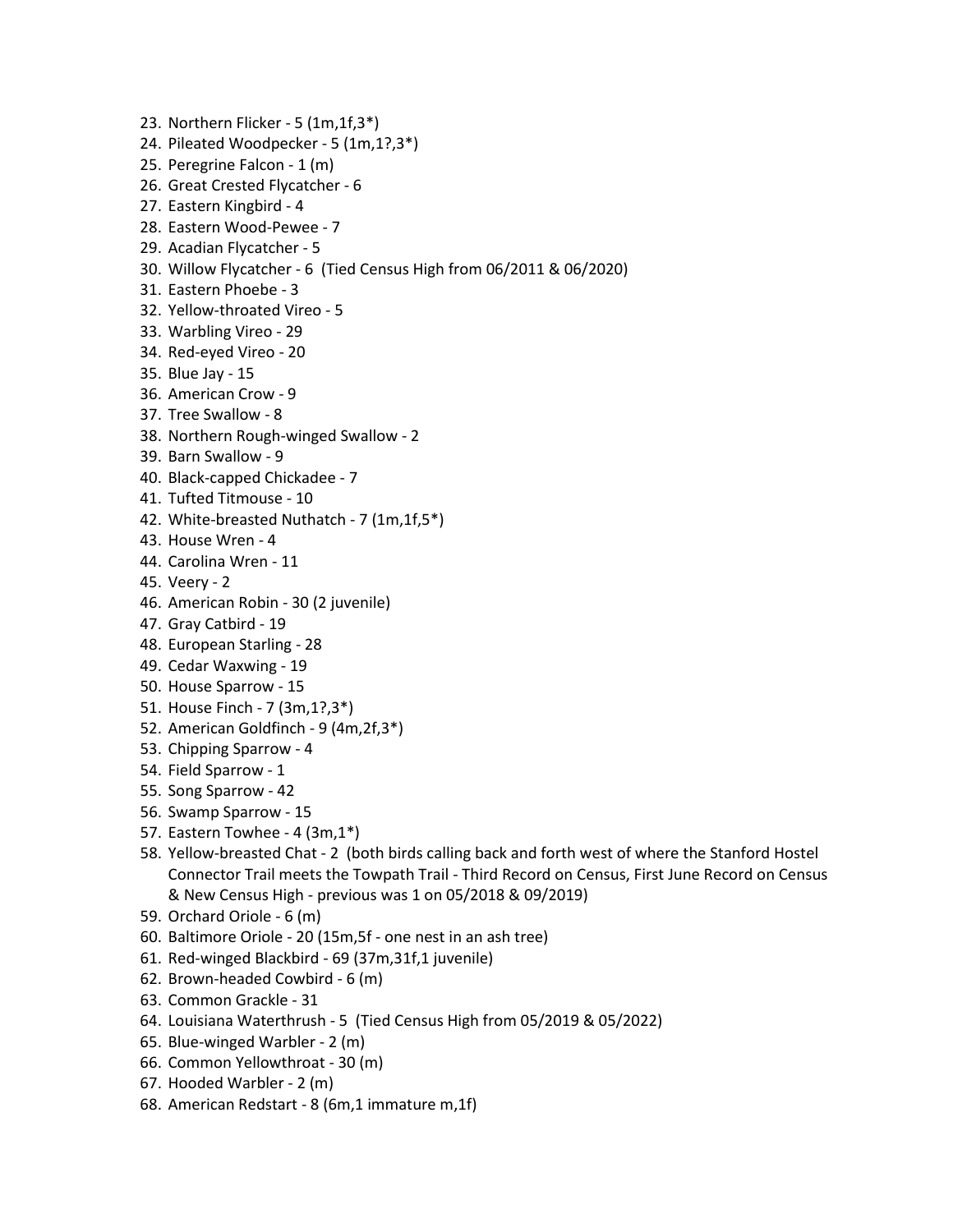23. Northern Flicker - 5 (1m,1f,3*)
24. Pileated Woodpecker - 5 (1m,1?,3*)
25. Peregrine Falcon - 1 (m)
26. Great Crested Flycatcher - 6
27. Eastern Kingbird - 4
28. Eastern Wood-Pewee - 7
29. Acadian Flycatcher - 5
30. Willow Flycatcher - 6 (Tied Census High from 06/2011 & 06/2020)
31. Eastern Phoebe - 3
32. Yellow-throated Vireo - 5
33. Warbling Vireo - 29
34. Red-eyed Vireo - 20
35. Blue Jay - 15
36. American Crow - 9
37. Tree Swallow - 8
38. Northern Rough-winged Swallow - 2
39. Barn Swallow - 9
40. Black-capped Chickadee - 7
41. Tufted Titmouse - 10
42. White-breasted Nuthatch - 7 (1m,1f,5*)
43. House Wren - 4
44. Carolina Wren - 11
45. Veery - 2
46. American Robin - 30 (2 juvenile)
47. Gray Catbird - 19
48. European Starling - 28
49. Cedar Waxwing - 19
50. House Sparrow - 15
51. House Finch - 7 (3m,1?,3*)
52. American Goldfinch - 9 (4m,2f,3*)
53. Chipping Sparrow - 4
54. Field Sparrow - 1
55. Song Sparrow - 42
56. Swamp Sparrow - 15
57. Eastern Towhee - 4 (3m,1*)
58. Yellow-breasted Chat - 2 (both birds calling back and forth west of where the Stanford Hostel Connector Trail meets the Towpath Trail - Third Record on Census, First June Record on Census & New Census High - previous was 1 on 05/2018 & 09/2019)
59. Orchard Oriole - 6 (m)
60. Baltimore Oriole - 20 (15m,5f - one nest in an ash tree)
61. Red-winged Blackbird - 69 (37m,31f,1 juvenile)
62. Brown-headed Cowbird - 6 (m)
63. Common Grackle - 31
64. Louisiana Waterthrush - 5 (Tied Census High from 05/2019 & 05/2022)
65. Blue-winged Warbler - 2 (m)
66. Common Yellowthroat - 30 (m)
67. Hooded Warbler - 2 (m)
68. American Redstart - 8 (6m,1 immature m,1f)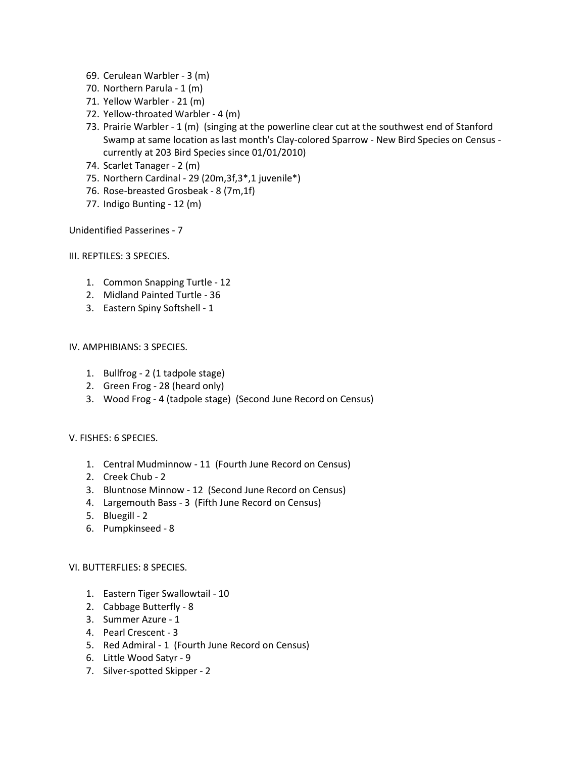69. Cerulean Warbler - 3 (m)
70. Northern Parula - 1 (m)
71. Yellow Warbler - 21 (m)
72. Yellow-throated Warbler - 4 (m)
73. Prairie Warbler - 1 (m)  (singing at the powerline clear cut at the southwest end of Stanford Swamp at same location as last month's Clay-colored Sparrow - New Bird Species on Census - currently at 203 Bird Species since 01/01/2010)
74. Scarlet Tanager - 2 (m)
75. Northern Cardinal - 29 (20m,3f,3*,1 juvenile*)
76. Rose-breasted Grosbeak - 8 (7m,1f)
77. Indigo Bunting - 12 (m)

Unidentified Passerines - 7

III. REPTILES: 3 SPECIES.

1. Common Snapping Turtle - 12
2. Midland Painted Turtle - 36
3. Eastern Spiny Softshell - 1

IV. AMPHIBIANS: 3 SPECIES.

1. Bullfrog - 2 (1 tadpole stage)
2. Green Frog - 28 (heard only)
3. Wood Frog - 4 (tadpole stage)  (Second June Record on Census)

V. FISHES: 6 SPECIES.

1. Central Mudminnow - 11  (Fourth June Record on Census)
2. Creek Chub - 2
3. Bluntnose Minnow - 12  (Second June Record on Census)
4. Largemouth Bass - 3  (Fifth June Record on Census)
5. Bluegill - 2
6. Pumpkinseed - 8

VI. BUTTERFLIES: 8 SPECIES.

1. Eastern Tiger Swallowtail - 10
2. Cabbage Butterfly - 8
3. Summer Azure - 1
4. Pearl Crescent - 3
5. Red Admiral - 1  (Fourth June Record on Census)
6. Little Wood Satyr - 9
7. Silver-spotted Skipper - 2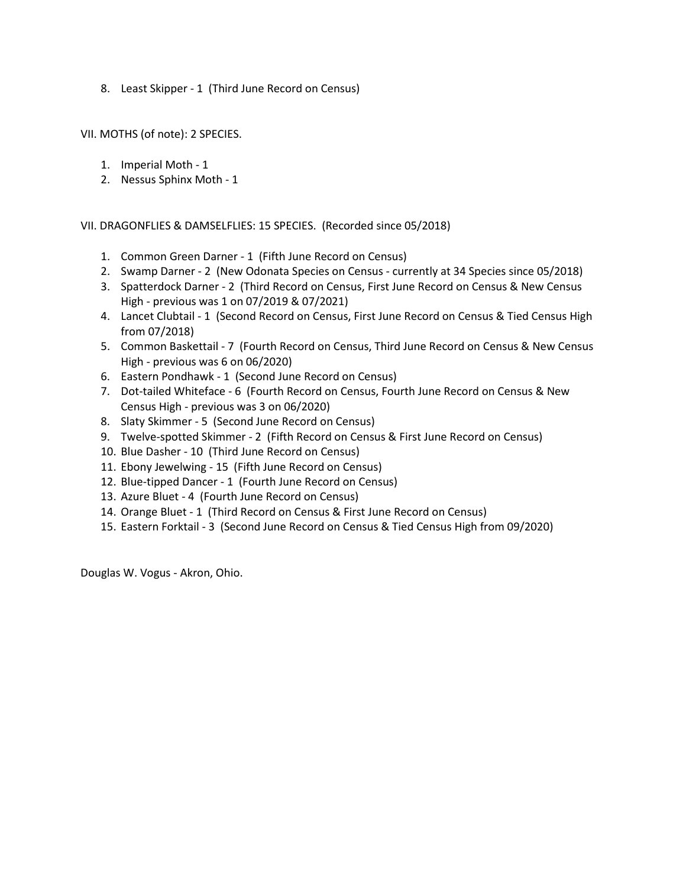8. Least Skipper - 1  (Third June Record on Census)

VII. MOTHS (of note): 2 SPECIES.

1. Imperial Moth - 1
2. Nessus Sphinx Moth - 1

VII. DRAGONFLIES & DAMSELFLIES: 15 SPECIES.  (Recorded since 05/2018)

1. Common Green Darner - 1  (Fifth June Record on Census)
2. Swamp Darner - 2  (New Odonata Species on Census - currently at 34 Species since 05/2018)
3. Spatterdock Darner - 2  (Third Record on Census, First June Record on Census & New Census High - previous was 1 on 07/2019 & 07/2021)
4. Lancet Clubtail - 1  (Second Record on Census, First June Record on Census & Tied Census High from 07/2018)
5. Common Baskettail - 7  (Fourth Record on Census, Third June Record on Census & New Census High - previous was 6 on 06/2020)
6. Eastern Pondhawk - 1  (Second June Record on Census)
7. Dot-tailed Whiteface - 6  (Fourth Record on Census, Fourth June Record on Census & New Census High - previous was 3 on 06/2020)
8. Slaty Skimmer - 5  (Second June Record on Census)
9. Twelve-spotted Skimmer - 2  (Fifth Record on Census & First June Record on Census)
10. Blue Dasher - 10  (Third June Record on Census)
11. Ebony Jewelwing - 15  (Fifth June Record on Census)
12. Blue-tipped Dancer - 1  (Fourth June Record on Census)
13. Azure Bluet - 4  (Fourth June Record on Census)
14. Orange Bluet - 1  (Third Record on Census & First June Record on Census)
15. Eastern Forktail - 3  (Second June Record on Census & Tied Census High from 09/2020)

Douglas W. Vogus - Akron, Ohio.